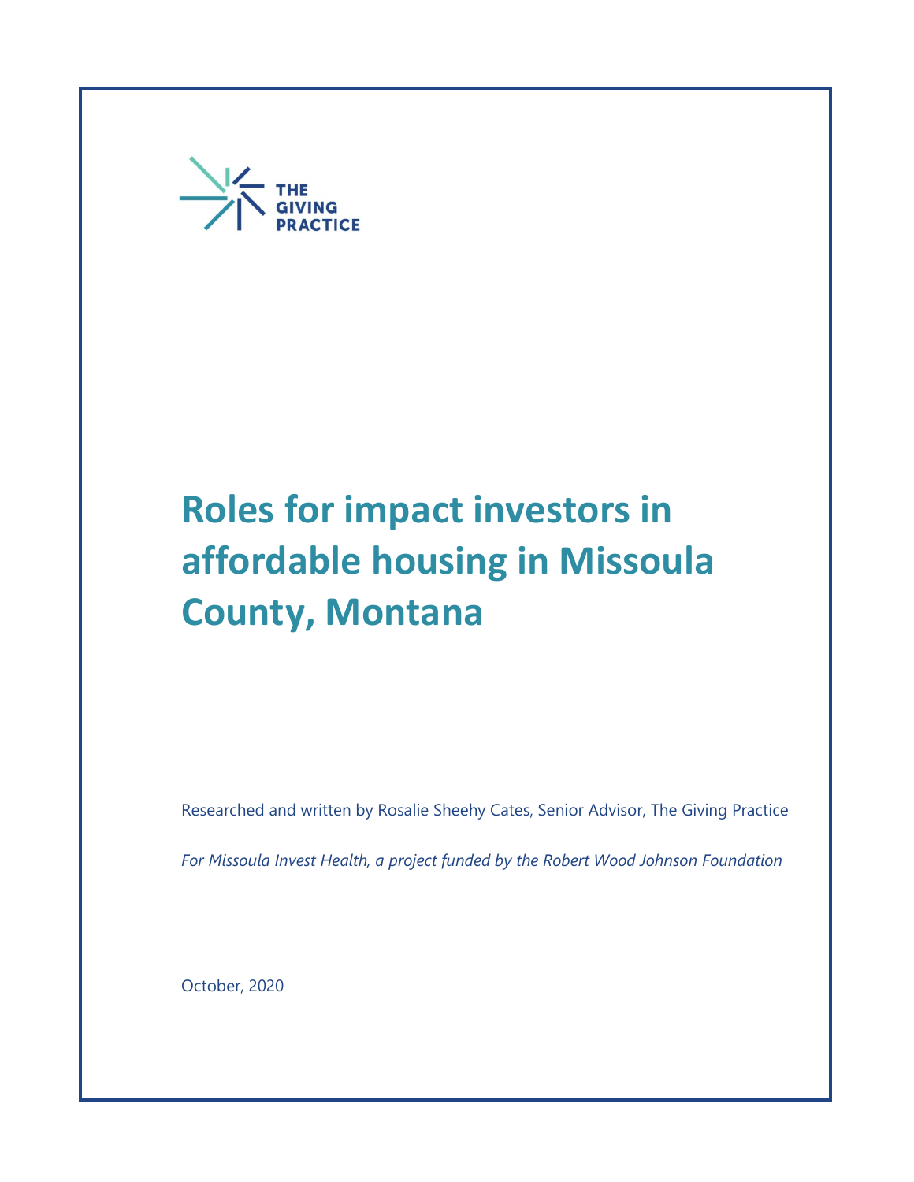THE GIVING PRACTICE

# Roles for impact investors in affordable housing in Missoula County, Montana

Researched and written by Rosalie Sheehy Cates, Senior Advisor, The Giving Practice

*For Missoula Invest Health, a project funded by the Robert Wood Johnson Foundation*

October, 2020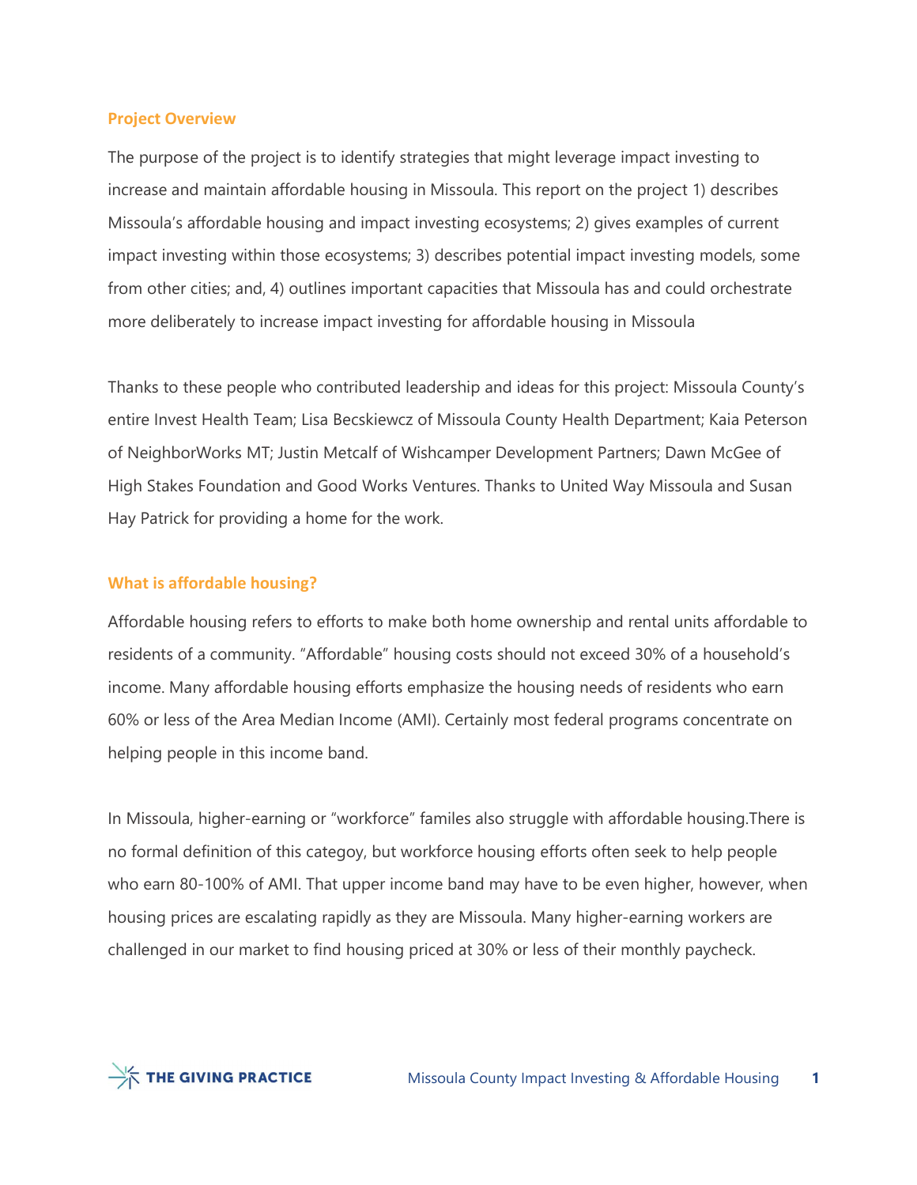## Project Overview

The purpose of the project is to identify strategies that might leverage impact investing to increase and maintain affordable housing in Missoula. This report on the project 1) describes Missoula's affordable housing and impact investing ecosystems; 2) gives examples of current impact investing within those ecosystems; 3) describes potential impact investing models, some from other cities; and, 4) outlines important capacities that Missoula has and could orchestrate more deliberately to increase impact investing for affordable housing in Missoula

Thanks to these people who contributed leadership and ideas for this project: Missoula County's entire Invest Health Team; Lisa Becskiewcz of Missoula County Health Department; Kaia Peterson of NeighborWorks MT; Justin Metcalf of Wishcamper Development Partners; Dawn McGee of High Stakes Foundation and Good Works Ventures. Thanks to United Way Missoula and Susan Hay Patrick for providing a home for the work.

## What is affordable housing?

Affordable housing refers to efforts to make both home ownership and rental units affordable to residents of a community. "Affordable" housing costs should not exceed 30% of a household's income. Many affordable housing efforts emphasize the housing needs of residents who earn 60% or less of the Area Median Income (AMI). Certainly most federal programs concentrate on helping people in this income band.

In Missoula, higher-earning or "workforce" familes also struggle with affordable housing.There is no formal definition of this categoy, but workforce housing efforts often seek to help people who earn 80-100% of AMI. That upper income band may have to be even higher, however, when housing prices are escalating rapidly as they are Missoula. Many higher-earning workers are challenged in our market to find housing priced at 30% or less of their monthly paycheck.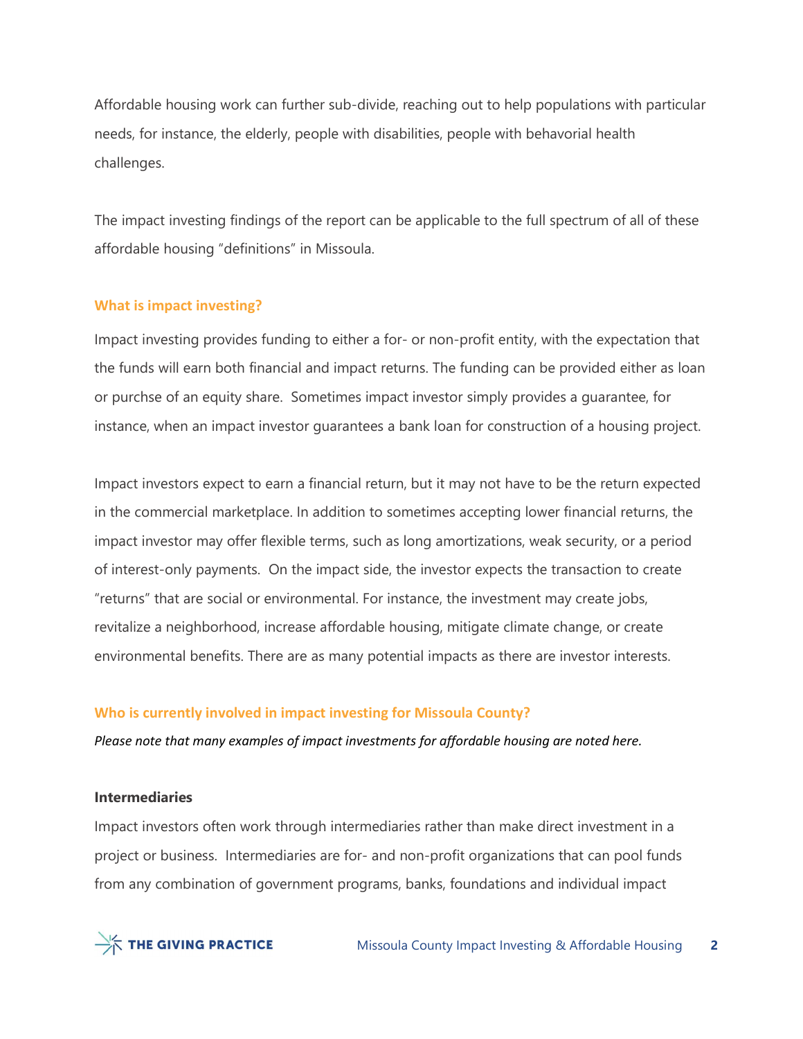Affordable housing work can further sub-divide, reaching out to help populations with particular needs, for instance, the elderly, people with disabilities, people with behavorial health challenges.

The impact investing findings of the report can be applicable to the full spectrum of all of these affordable housing "definitions" in Missoula.

### What is impact investing?

Impact investing provides funding to either a for- or non-profit entity, with the expectation that the funds will earn both financial and impact returns. The funding can be provided either as loan or purchse of an equity share. Sometimes impact investor simply provides a guarantee, for instance, when an impact investor guarantees a bank loan for construction of a housing project.

Impact investors expect to earn a financial return, but it may not have to be the return expected in the commercial marketplace. In addition to sometimes accepting lower financial returns, the impact investor may offer flexible terms, such as long amortizations, weak security, or a period of interest-only payments. On the impact side, the investor expects the transaction to create "returns" that are social or environmental. For instance, the investment may create jobs, revitalize a neighborhood, increase affordable housing, mitigate climate change, or create environmental benefits. There are as many potential impacts as there are investor interests.

### Who is currently involved in impact investing for Missoula County?

*Please note that many examples of impact investments for affordable housing are noted here.*

#### Intermediaries

Impact investors often work through intermediaries rather than make direct investment in a project or business. Intermediaries are for- and non-profit organizations that can pool funds from any combination of government programs, banks, foundations and individual impact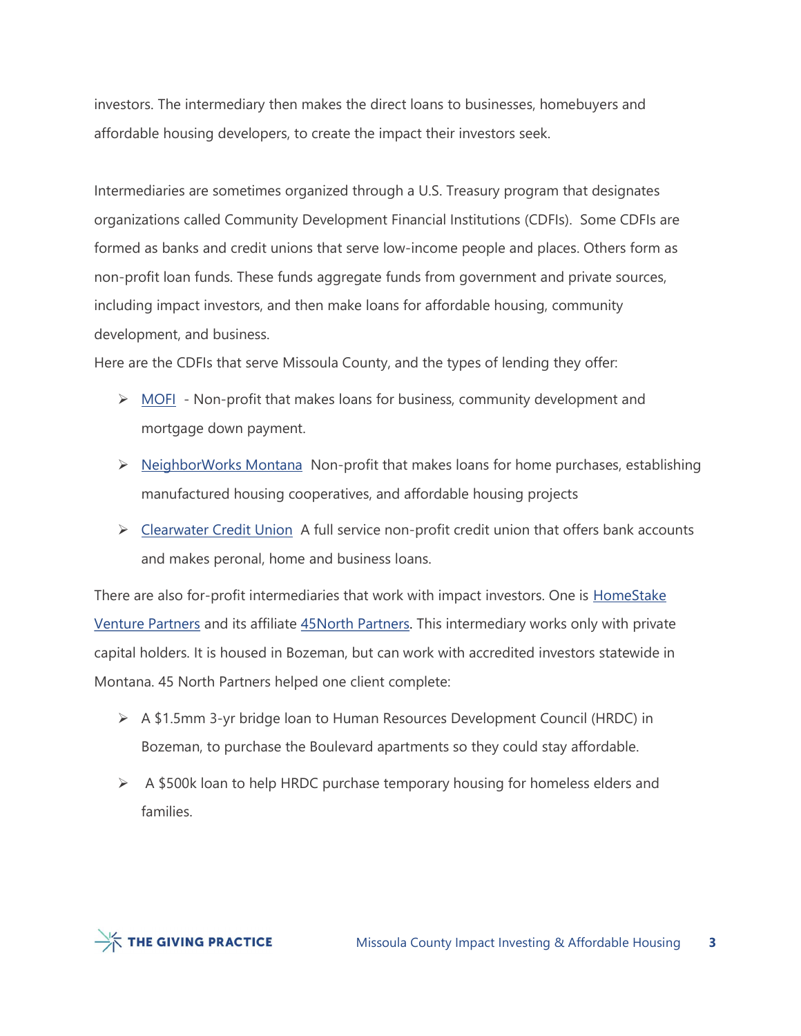investors. The intermediary then makes the direct loans to businesses, homebuyers and affordable housing developers, to create the impact their investors seek.

Intermediaries are sometimes organized through a U.S. Treasury program that designates organizations called Community Development Financial Institutions (CDFIs). Some CDFIs are formed as banks and credit unions that serve low-income people and places. Others form as non-profit loan funds. These funds aggregate funds from government and private sources, including impact investors, and then make loans for affordable housing, community development, and business.

Here are the CDFIs that serve Missoula County, and the types of lending they offer:

- MOFI - Non-profit that makes loans for business, community development and mortgage down payment.
- NeighborWorks Montana Non-profit that makes loans for home purchases, establishing manufactured housing cooperatives, and affordable housing projects
- Clearwater Credit Union A full service non-profit credit union that offers bank accounts and makes peronal, home and business loans.

There are also for-profit intermediaries that work with impact investors. One is HomeStake Venture Partners and its affiliate 45North Partners. This intermediary works only with private capital holders. It is housed in Bozeman, but can work with accredited investors statewide in Montana. 45 North Partners helped one client complete:

- A $1.5mm 3-yr bridge loan to Human Resources Development Council (HRDC) in Bozeman, to purchase the Boulevard apartments so they could stay affordable.
- A $500k loan to help HRDC purchase temporary housing for homeless elders and families.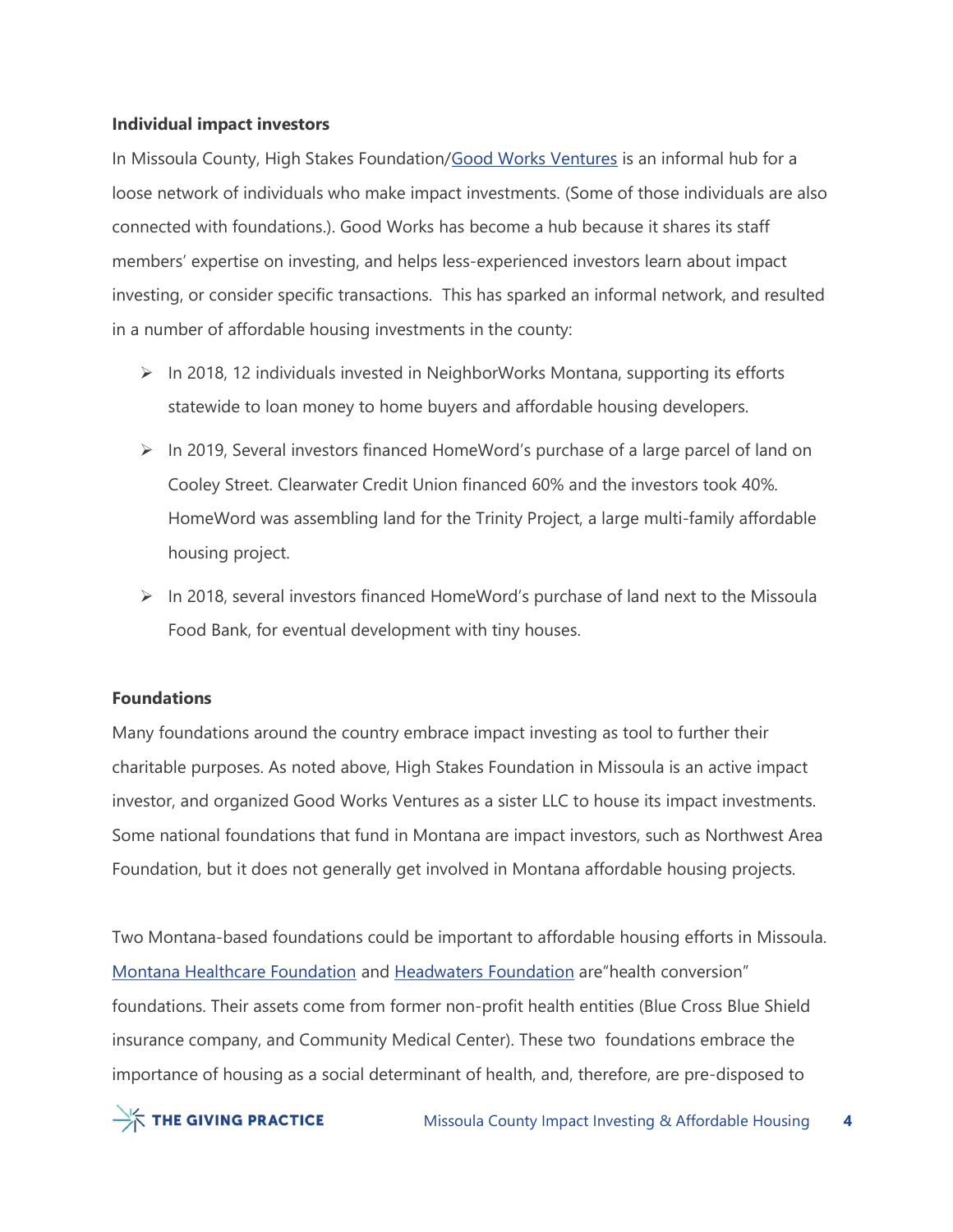**Individual impact investors**

In Missoula County, High Stakes Foundation/[Good Works Ventures](#) is an informal hub for a loose network of individuals who make impact investments. (Some of those individuals are also connected with foundations.). Good Works has become a hub because it shares its staff members' expertise on investing, and helps less-experienced investors learn about impact investing, or consider specific transactions.  This has sparked an informal network, and resulted in a number of affordable housing investments in the county:

- In 2018, 12 individuals invested in NeighborWorks Montana, supporting its efforts statewide to loan money to home buyers and affordable housing developers.
- In 2019, Several investors financed HomeWord's purchase of a large parcel of land on Cooley Street. Clearwater Credit Union financed 60% and the investors took 40%. HomeWord was assembling land for the Trinity Project, a large multi-family affordable housing project.
- In 2018, several investors financed HomeWord's purchase of land next to the Missoula Food Bank, for eventual development with tiny houses.

**Foundations**

Many foundations around the country embrace impact investing as tool to further their charitable purposes. As noted above, High Stakes Foundation in Missoula is an active impact investor, and organized Good Works Ventures as a sister LLC to house its impact investments. Some national foundations that fund in Montana are impact investors, such as Northwest Area Foundation, but it does not generally get involved in Montana affordable housing projects.

Two Montana-based foundations could be important to affordable housing efforts in Missoula. [Montana Healthcare Foundation](#) and [Headwaters Foundation](#) are"health conversion" foundations. Their assets come from former non-profit health entities (Blue Cross Blue Shield insurance company, and Community Medical Center). These two  foundations embrace the importance of housing as a social determinant of health, and, therefore, are pre-disposed to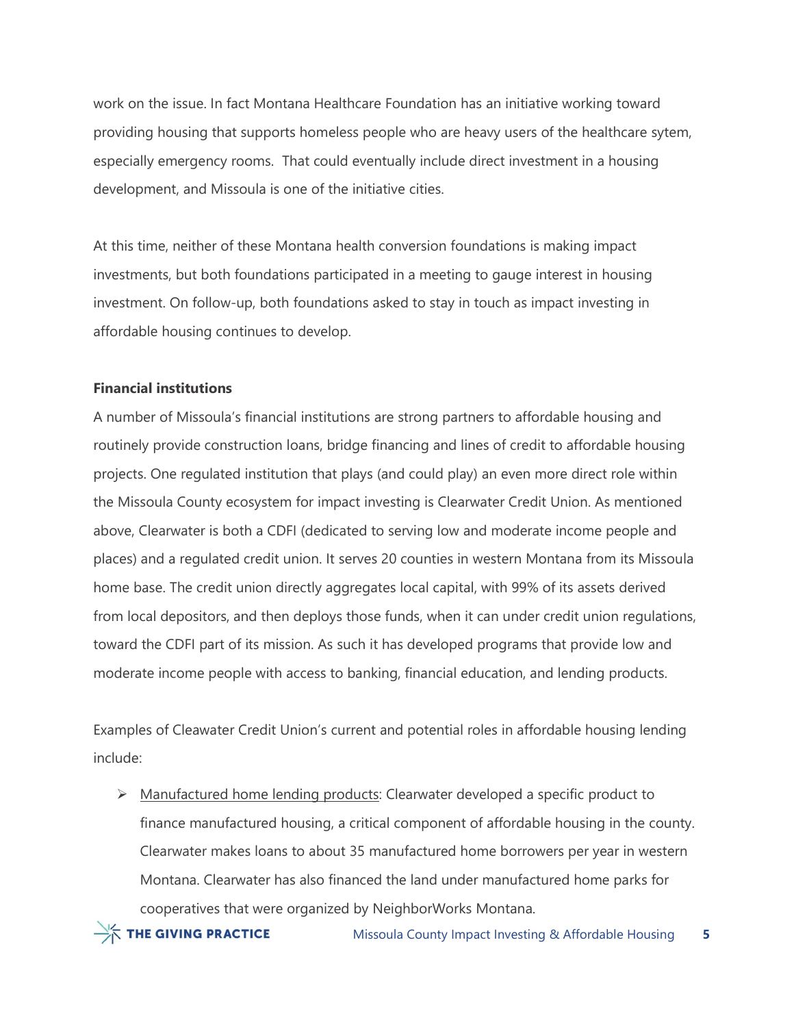work on the issue. In fact Montana Healthcare Foundation has an initiative working toward providing housing that supports homeless people who are heavy users of the healthcare sytem, especially emergency rooms. That could eventually include direct investment in a housing development, and Missoula is one of the initiative cities.

At this time, neither of these Montana health conversion foundations is making impact investments, but both foundations participated in a meeting to gauge interest in housing investment. On follow-up, both foundations asked to stay in touch as impact investing in affordable housing continues to develop.

**Financial institutions**

A number of Missoula's financial institutions are strong partners to affordable housing and routinely provide construction loans, bridge financing and lines of credit to affordable housing projects. One regulated institution that plays (and could play) an even more direct role within the Missoula County ecosystem for impact investing is Clearwater Credit Union. As mentioned above, Clearwater is both a CDFI (dedicated to serving low and moderate income people and places) and a regulated credit union. It serves 20 counties in western Montana from its Missoula home base. The credit union directly aggregates local capital, with 99% of its assets derived from local depositors, and then deploys those funds, when it can under credit union regulations, toward the CDFI part of its mission. As such it has developed programs that provide low and moderate income people with access to banking, financial education, and lending products.

Examples of Cleawater Credit Union's current and potential roles in affordable housing lending include:

- Manufactured home lending products: Clearwater developed a specific product to finance manufactured housing, a critical component of affordable housing in the county. Clearwater makes loans to about 35 manufactured home borrowers per year in western Montana. Clearwater has also financed the land under manufactured home parks for cooperatives that were organized by NeighborWorks Montana.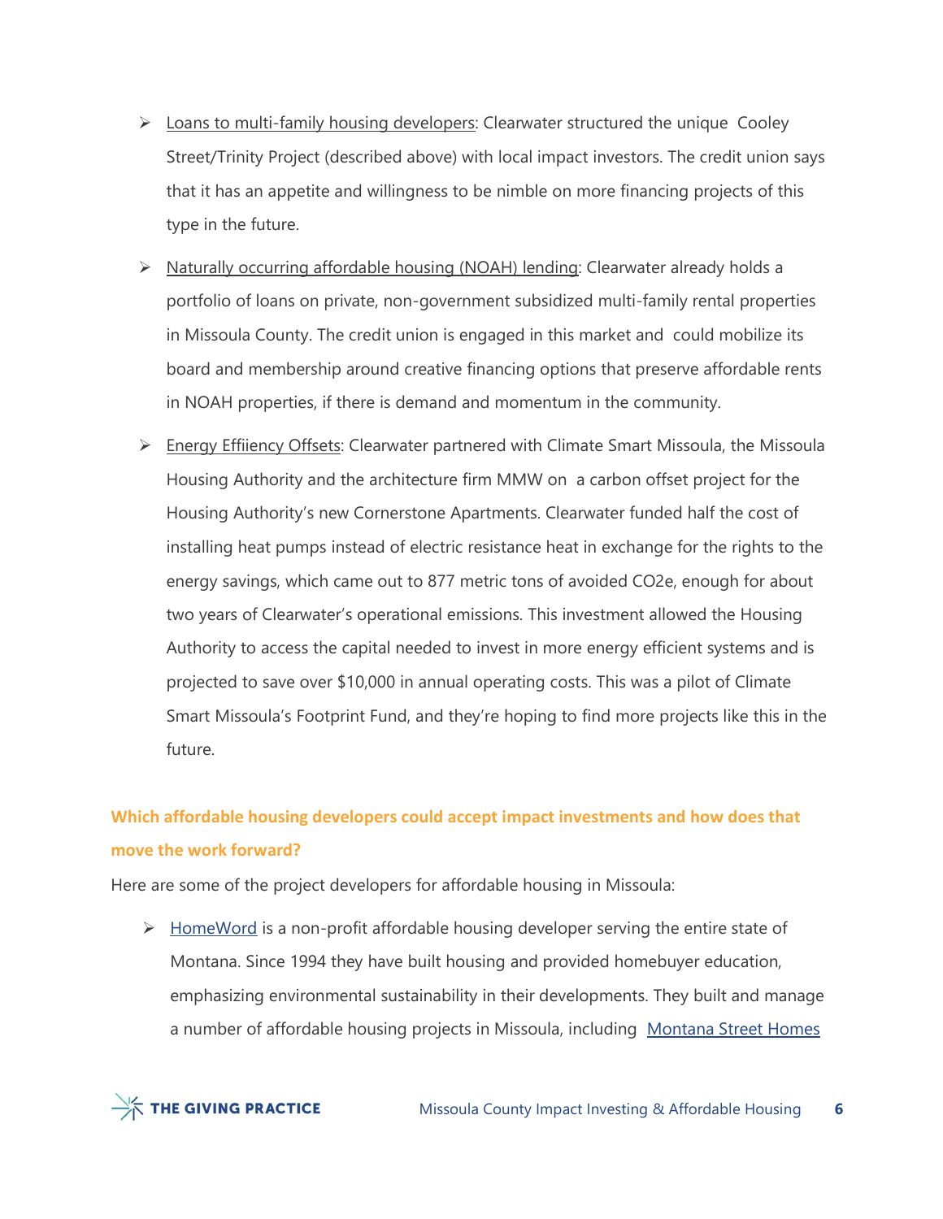- Loans to multi-family housing developers: Clearwater structured the unique Cooley Street/Trinity Project (described above) with local impact investors. The credit union says that it has an appetite and willingness to be nimble on more financing projects of this type in the future.
- Naturally occurring affordable housing (NOAH) lending: Clearwater already holds a portfolio of loans on private, non-government subsidized multi-family rental properties in Missoula County. The credit union is engaged in this market and could mobilize its board and membership around creative financing options that preserve affordable rents in NOAH properties, if there is demand and momentum in the community.
- Energy Effiiency Offsets: Clearwater partnered with Climate Smart Missoula, the Missoula Housing Authority and the architecture firm MMW on a carbon offset project for the Housing Authority's new Cornerstone Apartments. Clearwater funded half the cost of installing heat pumps instead of electric resistance heat in exchange for the rights to the energy savings, which came out to 877 metric tons of avoided $CO_2e$, enough for about two years of Clearwater's operational emissions. This investment allowed the Housing Authority to access the capital needed to invest in more energy efficient systems and is projected to save over $10,000 in annual operating costs. This was a pilot of Climate Smart Missoula's Footprint Fund, and they're hoping to find more projects like this in the future.

### Which affordable housing developers could accept impact investments and how does that move the work forward?

Here are some of the project developers for affordable housing in Missoula:

- HomeWord is a non-profit affordable housing developer serving the entire state of Montana. Since 1994 they have built housing and provided homebuyer education, emphasizing environmental sustainability in their developments. They built and manage a number of affordable housing projects in Missoula, including Montana Street Homes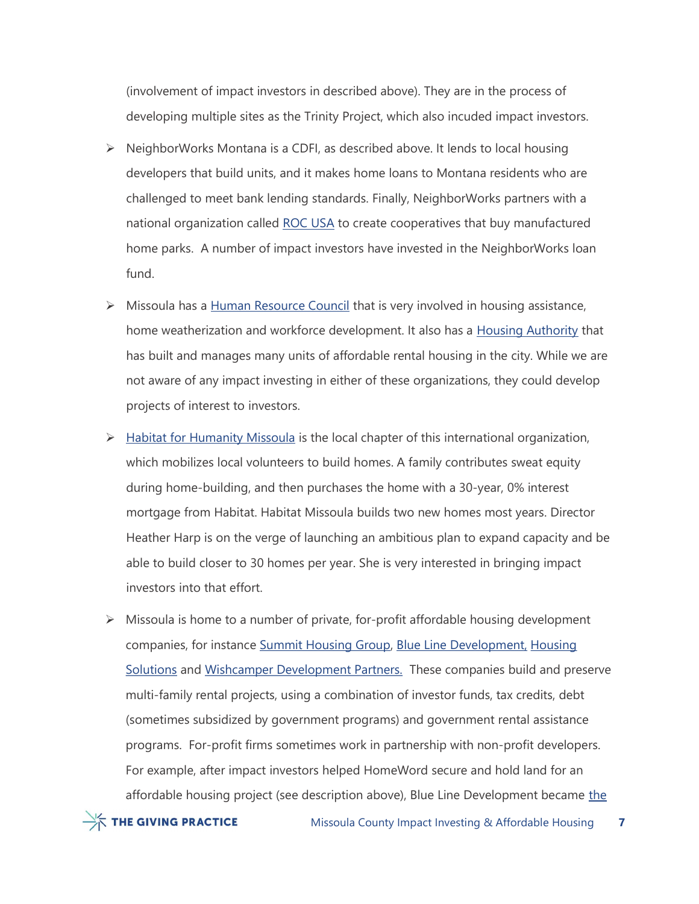(involvement of impact investors in described above). They are in the process of developing multiple sites as the Trinity Project, which also incuded impact investors.

- NeighborWorks Montana is a CDFI, as described above. It lends to local housing developers that build units, and it makes home loans to Montana residents who are challenged to meet bank lending standards. Finally, NeighborWorks partners with a national organization called ROC USA to create cooperatives that buy manufactured home parks. A number of impact investors have invested in the NeighborWorks loan fund.

- Missoula has a Human Resource Council that is very involved in housing assistance, home weatherization and workforce development. It also has a Housing Authority that has built and manages many units of affordable rental housing in the city. While we are not aware of any impact investing in either of these organizations, they could develop projects of interest to investors.

- Habitat for Humanity Missoula is the local chapter of this international organization, which mobilizes local volunteers to build homes. A family contributes sweat equity during home-building, and then purchases the home with a 30-year, 0% interest mortgage from Habitat. Habitat Missoula builds two new homes most years. Director Heather Harp is on the verge of launching an ambitious plan to expand capacity and be able to build closer to 30 homes per year. She is very interested in bringing impact investors into that effort.

- Missoula is home to a number of private, for-profit affordable housing development companies, for instance Summit Housing Group, Blue Line Development, Housing Solutions and Wishcamper Development Partners. These companies build and preserve multi-family rental projects, using a combination of investor funds, tax credits, debt (sometimes subsidized by government programs) and government rental assistance programs. For-profit firms sometimes work in partnership with non-profit developers. For example, after impact investors helped HomeWord secure and hold land for an affordable housing project (see description above), Blue Line Development became the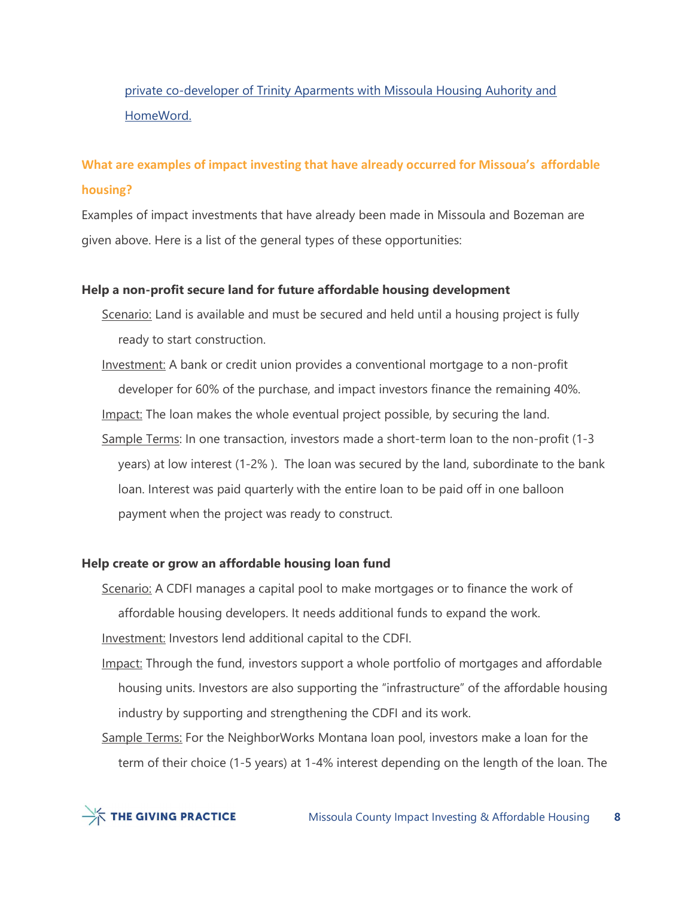[private co-developer of Trinity Aparments with Missoula Housing Auhority and HomeWord.]

## What are examples of impact investing that have already occurred for Missoua's affordable housing?

Examples of impact investments that have already been made in Missoula and Bozeman are given above. Here is a list of the general types of these opportunities:

### Help a non-profit secure land for future affordable housing development

Scenario: Land is available and must be secured and held until a housing project is fully ready to start construction.

Investment: A bank or credit union provides a conventional mortgage to a non-profit developer for 60% of the purchase, and impact investors finance the remaining 40%.

Impact: The loan makes the whole eventual project possible, by securing the land.

Sample Terms: In one transaction, investors made a short-term loan to the non-profit (1-3 years) at low interest (1-2% ). The loan was secured by the land, subordinate to the bank loan. Interest was paid quarterly with the entire loan to be paid off in one balloon payment when the project was ready to construct.

### Help create or grow an affordable housing loan fund

Scenario: A CDFI manages a capital pool to make mortgages or to finance the work of affordable housing developers. It needs additional funds to expand the work.

Investment: Investors lend additional capital to the CDFI.

Impact: Through the fund, investors support a whole portfolio of mortgages and affordable housing units. Investors are also supporting the "infrastructure" of the affordable housing industry by supporting and strengthening the CDFI and its work.

Sample Terms: For the NeighborWorks Montana loan pool, investors make a loan for the term of their choice (1-5 years) at 1-4% interest depending on the length of the loan. The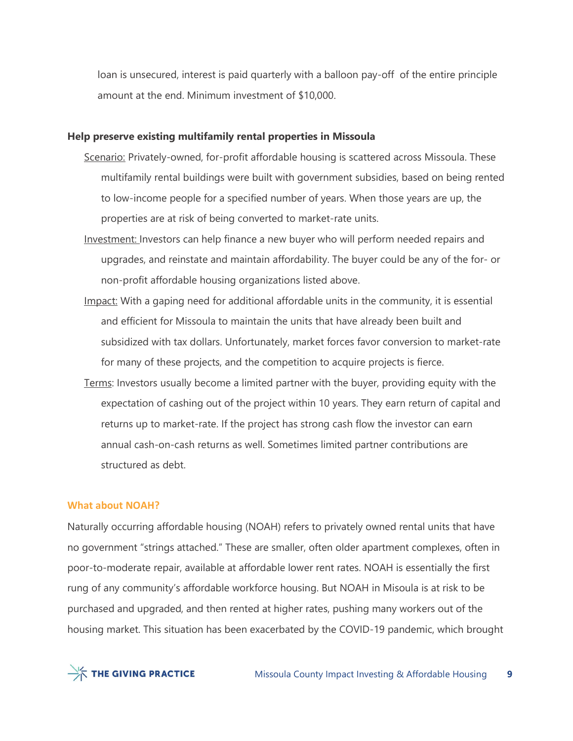loan is unsecured, interest is paid quarterly with a balloon pay-off of the entire principle amount at the end. Minimum investment of $10,000.

**Help preserve existing multifamily rental properties in Missoula**

Scenario: Privately-owned, for-profit affordable housing is scattered across Missoula. These multifamily rental buildings were built with government subsidies, based on being rented to low-income people for a specified number of years. When those years are up, the properties are at risk of being converted to market-rate units.

Investment: Investors can help finance a new buyer who will perform needed repairs and upgrades, and reinstate and maintain affordability. The buyer could be any of the for- or non-profit affordable housing organizations listed above.

Impact: With a gaping need for additional affordable units in the community, it is essential and efficient for Missoula to maintain the units that have already been built and subsidized with tax dollars. Unfortunately, market forces favor conversion to market-rate for many of these projects, and the competition to acquire projects is fierce.

Terms: Investors usually become a limited partner with the buyer, providing equity with the expectation of cashing out of the project within 10 years. They earn return of capital and returns up to market-rate. If the project has strong cash flow the investor can earn annual cash-on-cash returns as well. Sometimes limited partner contributions are structured as debt.

## What about NOAH?

Naturally occurring affordable housing (NOAH) refers to privately owned rental units that have no government "strings attached." These are smaller, often older apartment complexes, often in poor-to-moderate repair, available at affordable lower rent rates. NOAH is essentially the first rung of any community's affordable workforce housing. But NOAH in Misoula is at risk to be purchased and upgraded, and then rented at higher rates, pushing many workers out of the housing market. This situation has been exacerbated by the COVID-19 pandemic, which brought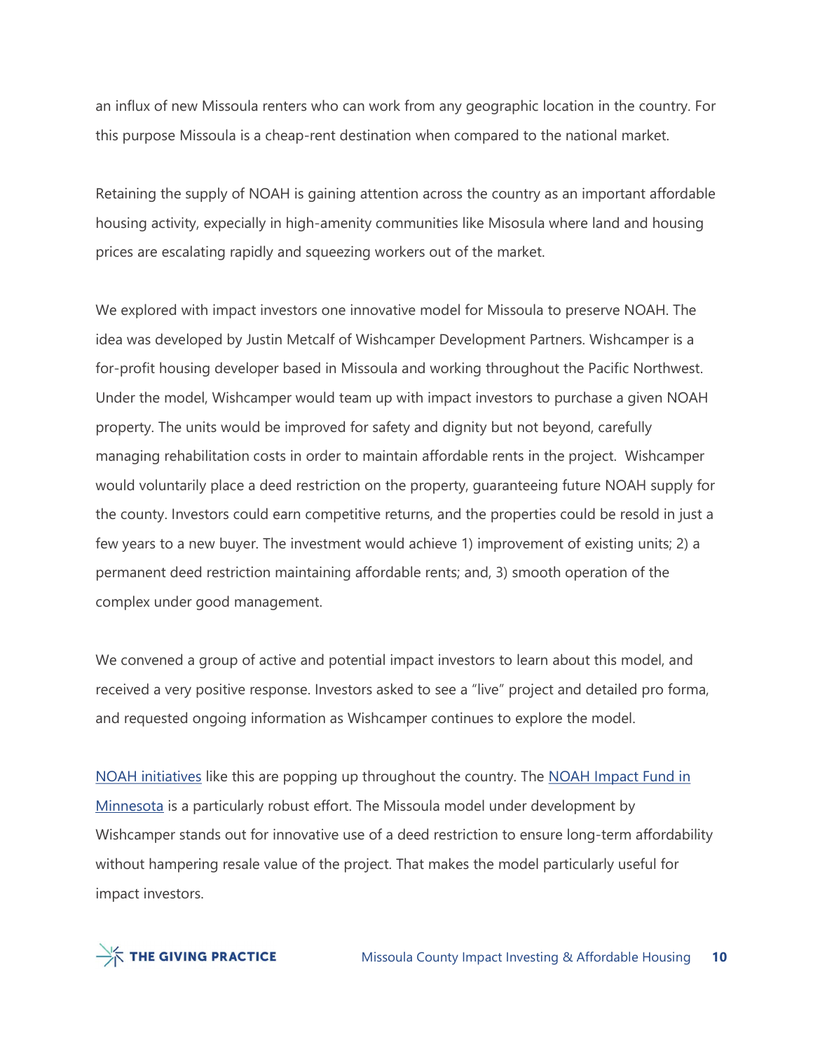an influx of new Missoula renters who can work from any geographic location in the country. For this purpose Missoula is a cheap-rent destination when compared to the national market.

Retaining the supply of NOAH is gaining attention across the country as an important affordable housing activity, expecially in high-amenity communities like Misosula where land and housing prices are escalating rapidly and squeezing workers out of the market.

We explored with impact investors one innovative model for Missoula to preserve NOAH. The idea was developed by Justin Metcalf of Wishcamper Development Partners. Wishcamper is a for-profit housing developer based in Missoula and working throughout the Pacific Northwest. Under the model, Wishcamper would team up with impact investors to purchase a given NOAH property. The units would be improved for safety and dignity but not beyond, carefully managing rehabilitation costs in order to maintain affordable rents in the project. Wishcamper would voluntarily place a deed restriction on the property, guaranteeing future NOAH supply for the county. Investors could earn competitive returns, and the properties could be resold in just a few years to a new buyer. The investment would achieve 1) improvement of existing units; 2) a permanent deed restriction maintaining affordable rents; and, 3) smooth operation of the complex under good management.

We convened a group of active and potential impact investors to learn about this model, and received a very positive response. Investors asked to see a "live" project and detailed pro forma, and requested ongoing information as Wishcamper continues to explore the model.

NOAH initiatives like this are popping up throughout the country. The NOAH Impact Fund in Minnesota is a particularly robust effort. The Missoula model under development by Wishcamper stands out for innovative use of a deed restriction to ensure long-term affordability without hampering resale value of the project. That makes the model particularly useful for impact investors.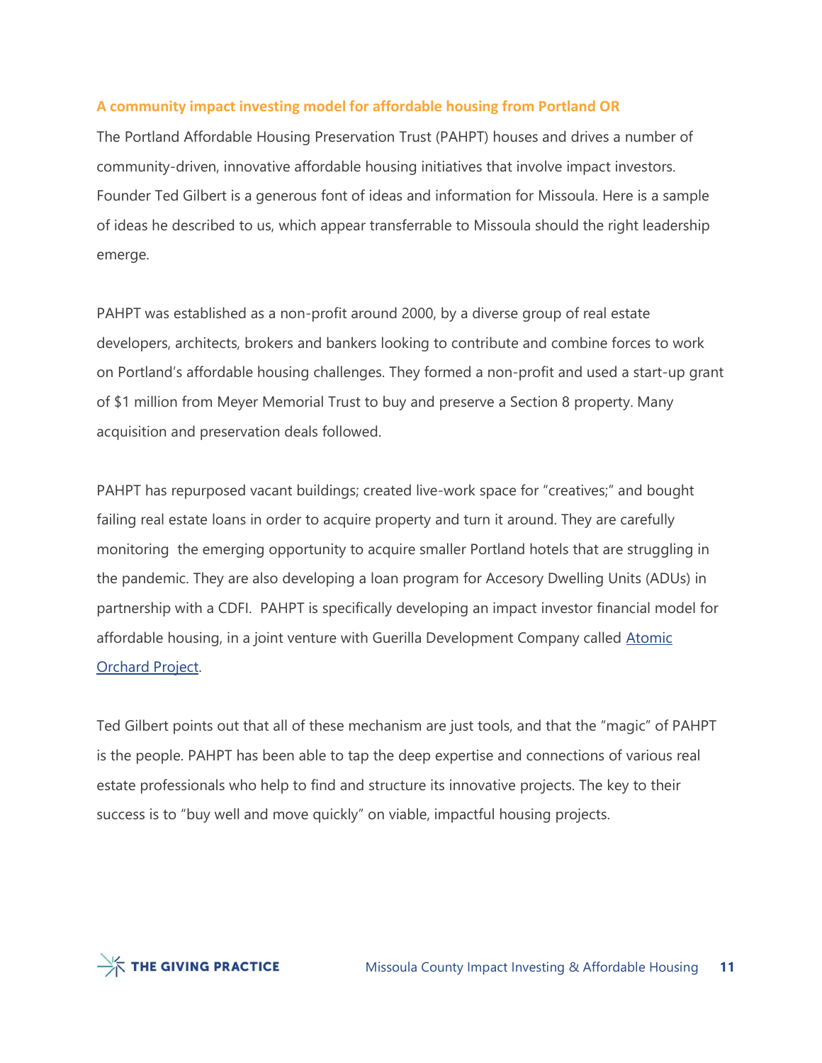### A community impact investing model for affordable housing from Portland OR

The Portland Affordable Housing Preservation Trust (PAHPT) houses and drives a number of community-driven, innovative affordable housing initiatives that involve impact investors. Founder Ted Gilbert is a generous font of ideas and information for Missoula. Here is a sample of ideas he described to us, which appear transferrable to Missoula should the right leadership emerge.

PAHPT was established as a non-profit around 2000, by a diverse group of real estate developers, architects, brokers and bankers looking to contribute and combine forces to work on Portland's affordable housing challenges. They formed a non-profit and used a start-up grant of $1 million from Meyer Memorial Trust to buy and preserve a Section 8 property. Many acquisition and preservation deals followed.

PAHPT has repurposed vacant buildings; created live-work space for "creatives;" and bought failing real estate loans in order to acquire property and turn it around. They are carefully monitoring the emerging opportunity to acquire smaller Portland hotels that are struggling in the pandemic. They are also developing a loan program for Accesory Dwelling Units (ADUs) in partnership with a CDFI. PAHPT is specifically developing an impact investor financial model for affordable housing, in a joint venture with Guerilla Development Company called Atomic Orchard Project.

Ted Gilbert points out that all of these mechanism are just tools, and that the "magic" of PAHPT is the people. PAHPT has been able to tap the deep expertise and connections of various real estate professionals who help to find and structure its innovative projects. The key to their success is to "buy well and move quickly" on viable, impactful housing projects.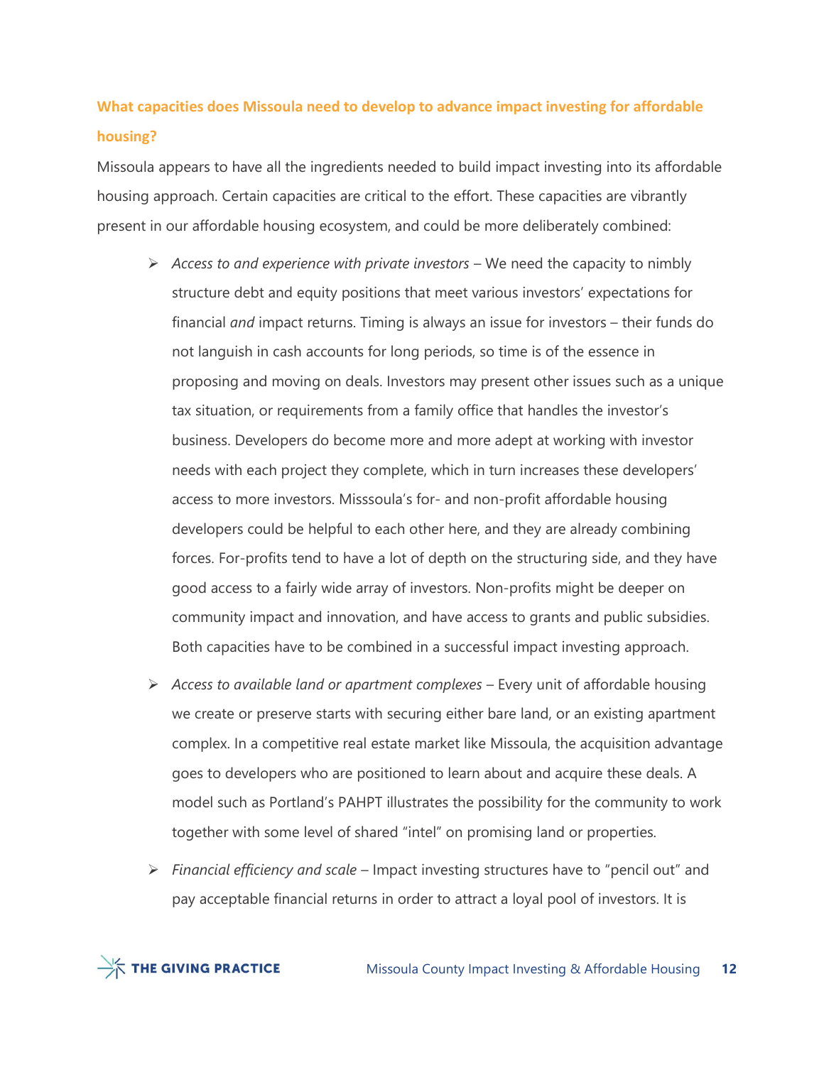## What capacities does Missoula need to develop to advance impact investing for affordable housing?

Missoula appears to have all the ingredients needed to build impact investing into its affordable housing approach. Certain capacities are critical to the effort. These capacities are vibrantly present in our affordable housing ecosystem, and could be more deliberately combined:

- *Access to and experience with private investors* – We need the capacity to nimbly structure debt and equity positions that meet various investors' expectations for financial *and* impact returns. Timing is always an issue for investors – their funds do not languish in cash accounts for long periods, so time is of the essence in proposing and moving on deals. Investors may present other issues such as a unique tax situation, or requirements from a family office that handles the investor's business. Developers do become more and more adept at working with investor needs with each project they complete, which in turn increases these developers' access to more investors. Misssoula's for- and non-profit affordable housing developers could be helpful to each other here, and they are already combining forces. For-profits tend to have a lot of depth on the structuring side, and they have good access to a fairly wide array of investors. Non-profits might be deeper on community impact and innovation, and have access to grants and public subsidies. Both capacities have to be combined in a successful impact investing approach.
- *Access to available land or apartment complexes* – Every unit of affordable housing we create or preserve starts with securing either bare land, or an existing apartment complex. In a competitive real estate market like Missoula, the acquisition advantage goes to developers who are positioned to learn about and acquire these deals. A model such as Portland's PAHPT illustrates the possibility for the community to work together with some level of shared "intel" on promising land or properties.
- *Financial efficiency and scale* – Impact investing structures have to "pencil out" and pay acceptable financial returns in order to attract a loyal pool of investors. It is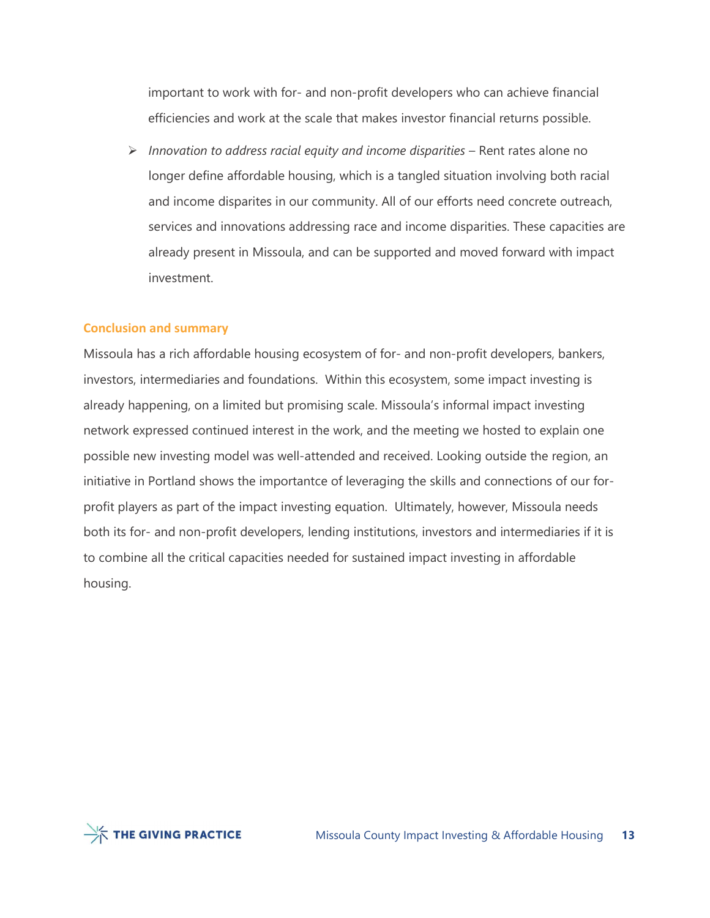important to work with for- and non-profit developers who can achieve financial efficiencies and work at the scale that makes investor financial returns possible.

- *Innovation to address racial equity and income disparities* – Rent rates alone no longer define affordable housing, which is a tangled situation involving both racial and income disparites in our community. All of our efforts need concrete outreach, services and innovations addressing race and income disparities. These capacities are already present in Missoula, and can be supported and moved forward with impact investment.

### Conclusion and summary

Missoula has a rich affordable housing ecosystem of for- and non-profit developers, bankers, investors, intermediaries and foundations. Within this ecosystem, some impact investing is already happening, on a limited but promising scale. Missoula's informal impact investing network expressed continued interest in the work, and the meeting we hosted to explain one possible new investing model was well-attended and received. Looking outside the region, an initiative in Portland shows the importantce of leveraging the skills and connections of our for-profit players as part of the impact investing equation. Ultimately, however, Missoula needs both its for- and non-profit developers, lending institutions, investors and intermediaries if it is to combine all the critical capacities needed for sustained impact investing in affordable housing.